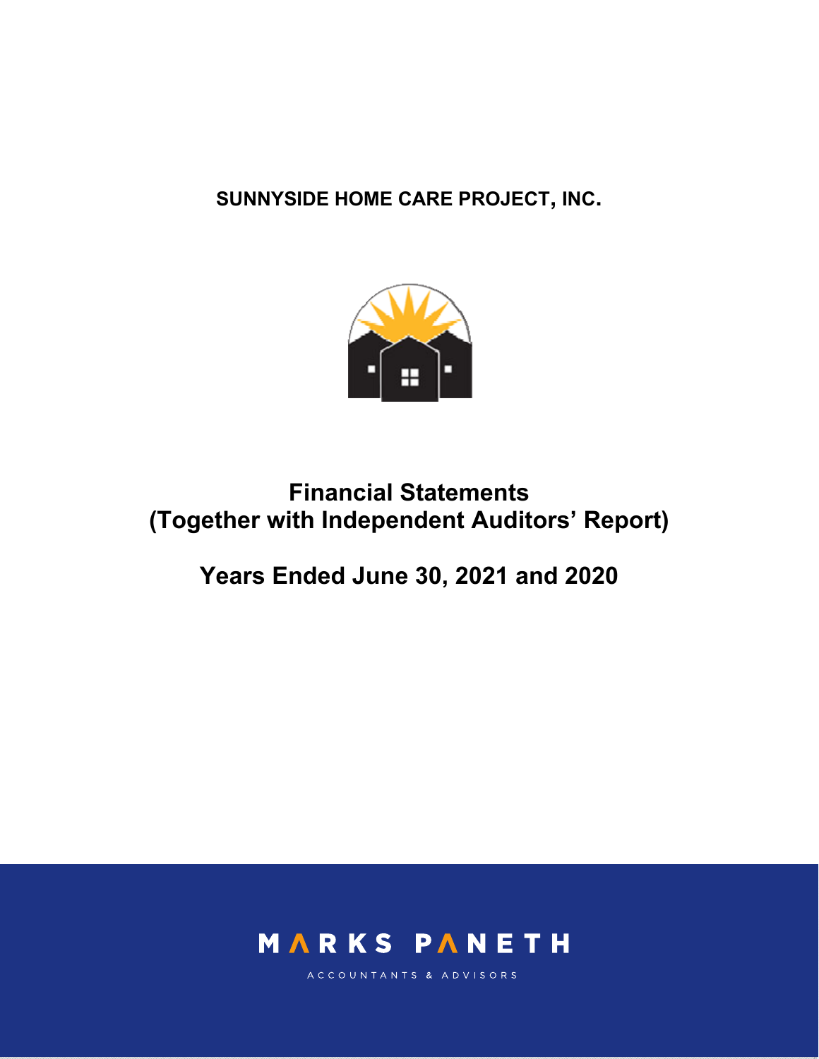# SUNNYSIDE HOME CARE PROJECT, INC.

# Financial Statements
# (Together with Independent Auditors' Report)

## Years Ended June 30, 2021 and 2020

MARKS PANETH

ACCOUNTANTS & ADVISORS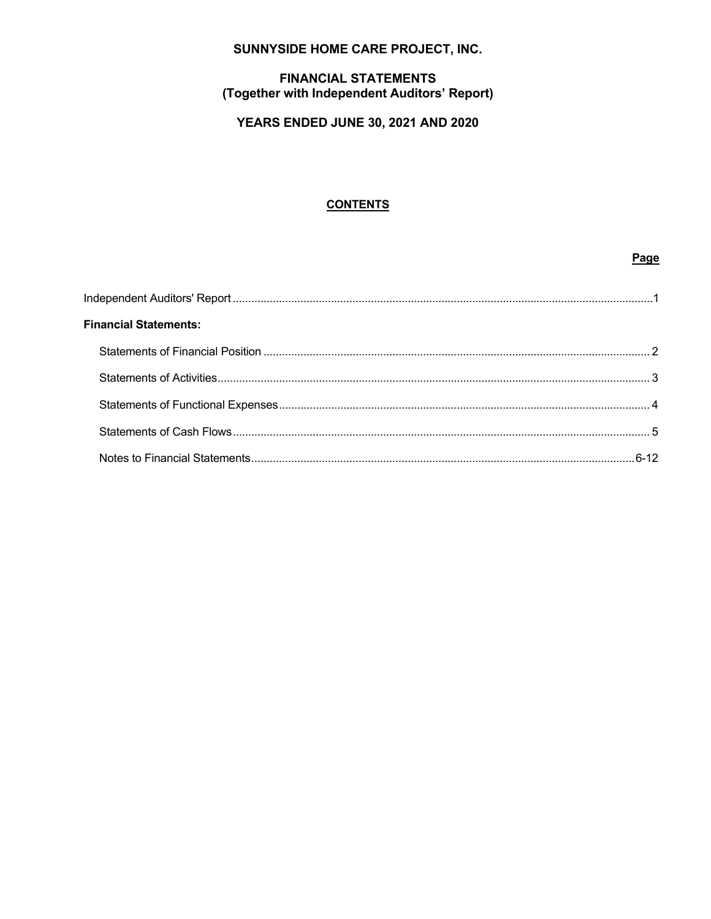# SUNNYSIDE HOME CARE PROJECT, INC.

## FINANCIAL STATEMENTS
## (Together with Independent Auditors' Report)

## YEARS ENDED JUNE 30, 2021 AND 2020

### CONTENTS

| | Page |
|---|---|
| Independent Auditors' Report | 1 |
| **Financial Statements:** | |
| Statements of Financial Position | 2 |
| Statements of Activities | 3 |
| Statements of Functional Expenses | 4 |
| Statements of Cash Flows | 5 |
| Notes to Financial Statements | 6-12 |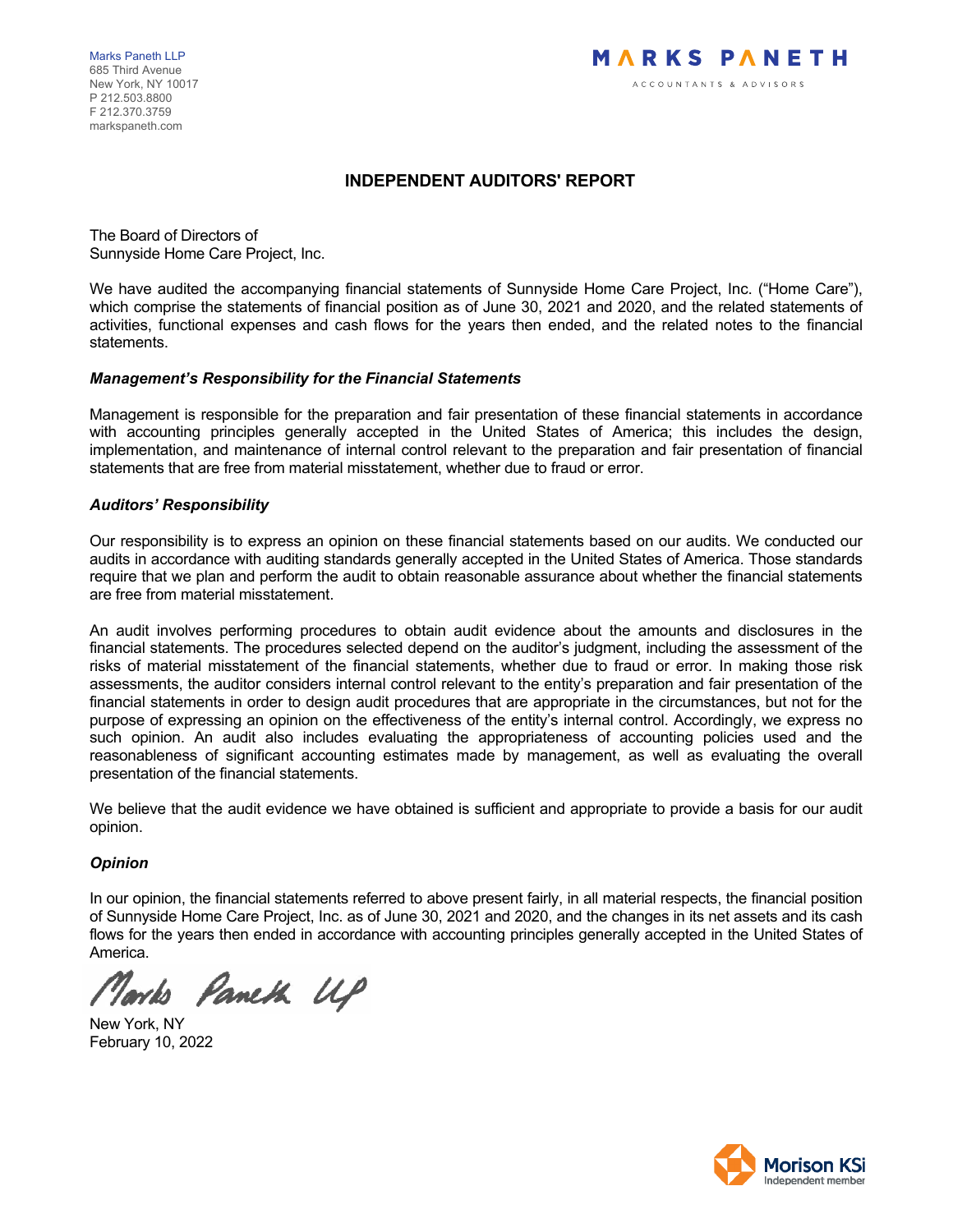Marks Paneth LLP
685 Third Avenue
New York, NY 10017
P 212.503.8800
F 212.370.3759
markspaneth.com

MARKS PANETH
ACCOUNTANTS & ADVISORS

# INDEPENDENT AUDITORS' REPORT

The Board of Directors of
Sunnyside Home Care Project, Inc.

We have audited the accompanying financial statements of Sunnyside Home Care Project, Inc. ("Home Care"), which comprise the statements of financial position as of June 30, 2021 and 2020, and the related statements of activities, functional expenses and cash flows for the years then ended, and the related notes to the financial statements.

### *Management's Responsibility for the Financial Statements*

Management is responsible for the preparation and fair presentation of these financial statements in accordance with accounting principles generally accepted in the United States of America; this includes the design, implementation, and maintenance of internal control relevant to the preparation and fair presentation of financial statements that are free from material misstatement, whether due to fraud or error.

### *Auditors' Responsibility*

Our responsibility is to express an opinion on these financial statements based on our audits. We conducted our audits in accordance with auditing standards generally accepted in the United States of America. Those standards require that we plan and perform the audit to obtain reasonable assurance about whether the financial statements are free from material misstatement.

An audit involves performing procedures to obtain audit evidence about the amounts and disclosures in the financial statements. The procedures selected depend on the auditor's judgment, including the assessment of the risks of material misstatement of the financial statements, whether due to fraud or error. In making those risk assessments, the auditor considers internal control relevant to the entity's preparation and fair presentation of the financial statements in order to design audit procedures that are appropriate in the circumstances, but not for the purpose of expressing an opinion on the effectiveness of the entity's internal control. Accordingly, we express no such opinion. An audit also includes evaluating the appropriateness of accounting policies used and the reasonableness of significant accounting estimates made by management, as well as evaluating the overall presentation of the financial statements.

We believe that the audit evidence we have obtained is sufficient and appropriate to provide a basis for our audit opinion.

### *Opinion*

In our opinion, the financial statements referred to above present fairly, in all material respects, the financial position of Sunnyside Home Care Project, Inc. as of June 30, 2021 and 2020, and the changes in its net assets and its cash flows for the years then ended in accordance with accounting principles generally accepted in the United States of America.

Marks Paneth LLP

New York, NY
February 10, 2022

Morison KSi
Independent member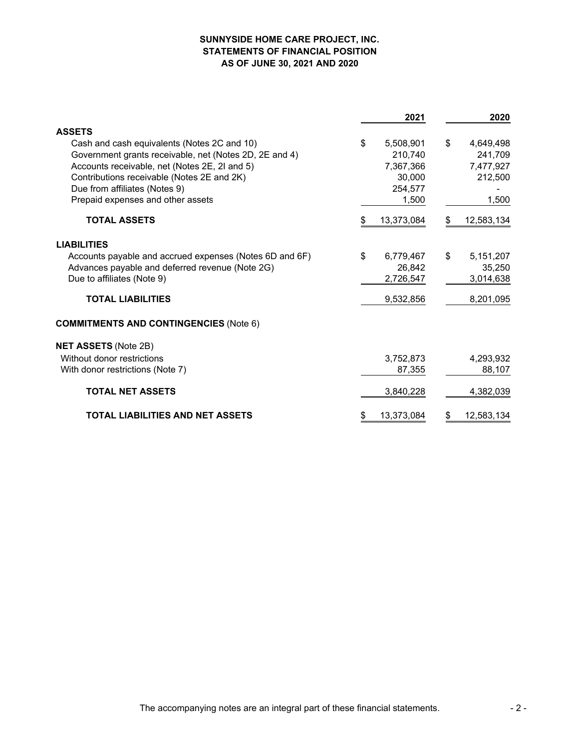# SUNNYSIDE HOME CARE PROJECT, INC.
## STATEMENTS OF FINANCIAL POSITION
### AS OF JUNE 30, 2021 AND 2020

| | 2021 | 2020 |
|---|---|---|
| **ASSETS** | | |
| Cash and cash equivalents (Notes 2C and 10) | $ 5,508,901 | $ 4,649,498 |
| Government grants receivable, net (Notes 2D, 2E and 4) | 210,740 | 241,709 |
| Accounts receivable, net (Notes 2E, 2I and 5) | 7,367,366 | 7,477,927 |
| Contributions receivable (Notes 2E and 2K) | 30,000 | 212,500 |
| Due from affiliates (Notes 9) | 254,577 | - |
| Prepaid expenses and other assets | 1,500 | 1,500 |
| **TOTAL ASSETS** | $ 13,373,084 | $ 12,583,134 |
| **LIABILITIES** | | |
| Accounts payable and accrued expenses (Notes 6D and 6F) | $ 6,779,467 | $ 5,151,207 |
| Advances payable and deferred revenue (Note 2G) | 26,842 | 35,250 |
| Due to affiliates (Note 9) | 2,726,547 | 3,014,638 |
| **TOTAL LIABILITIES** | 9,532,856 | 8,201,095 |
| **COMMITMENTS AND CONTINGENCIES** (Note 6) | | |
| **NET ASSETS** (Note 2B) | | |
| Without donor restrictions | 3,752,873 | 4,293,932 |
| With donor restrictions (Note 7) | 87,355 | 88,107 |
| **TOTAL NET ASSETS** | 3,840,228 | 4,382,039 |
| **TOTAL LIABILITIES AND NET ASSETS** | $ 13,373,084 | $ 12,583,134 |

The accompanying notes are an integral part of these financial statements.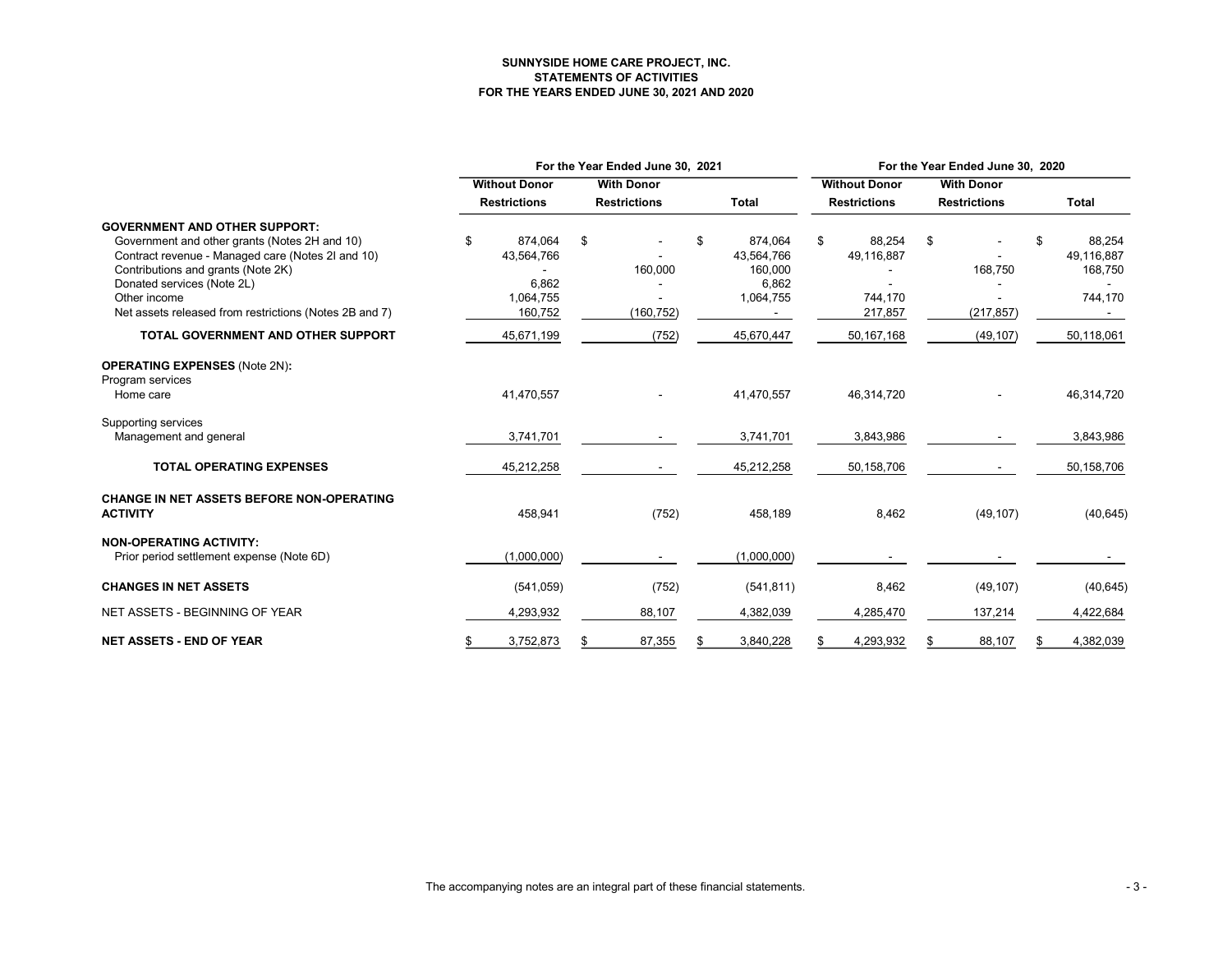**SUNNYSIDE HOME CARE PROJECT, INC.**
**STATEMENTS OF ACTIVITIES**
**FOR THE YEARS ENDED JUNE 30, 2021 AND 2020**

| | For the Year Ended June 30, 2021 | | | For the Year Ended June 30, 2020 | | |
|---|---|---|---|---|---|---|
| | Without Donor Restrictions | With Donor Restrictions | Total | Without Donor Restrictions | With Donor Restrictions | Total |
| **GOVERNMENT AND OTHER SUPPORT:** | | | | | | |
| Government and other grants (Notes 2H and 10) | $ 874,064 | $ - | $ 874,064 | $ 88,254 | $ - | $ 88,254 |
| Contract revenue - Managed care (Notes 2I and 10) | 43,564,766 | - | 43,564,766 | 49,116,887 | - | 49,116,887 |
| Contributions and grants (Note 2K) | - | 160,000 | 160,000 | - | 168,750 | 168,750 |
| Donated services (Note 2L) | 6,862 | - | 6,862 | - | - | - |
| Other income | 1,064,755 | - | 1,064,755 | 744,170 | - | 744,170 |
| Net assets released from restrictions (Notes 2B and 7) | 160,752 | (160,752) | - | 217,857 | (217,857) | - |
| **TOTAL GOVERNMENT AND OTHER SUPPORT** | 45,671,199 | (752) | 45,670,447 | 50,167,168 | (49,107) | 50,118,061 |
| **OPERATING EXPENSES** (Note 2N)**:** | | | | | | |
| Program services | | | | | | |
| Home care | 41,470,557 | - | 41,470,557 | 46,314,720 | - | 46,314,720 |
| Supporting services | | | | | | |
| Management and general | 3,741,701 | - | 3,741,701 | 3,843,986 | - | 3,843,986 |
| **TOTAL OPERATING EXPENSES** | 45,212,258 | - | 45,212,258 | 50,158,706 | - | 50,158,706 |
| **CHANGE IN NET ASSETS BEFORE NON-OPERATING ACTIVITY** | 458,941 | (752) | 458,189 | 8,462 | (49,107) | (40,645) |
| **NON-OPERATING ACTIVITY:** | | | | | | |
| Prior period settlement expense (Note 6D) | (1,000,000) | - | (1,000,000) | - | - | - |
| **CHANGES IN NET ASSETS** | (541,059) | (752) | (541,811) | 8,462 | (49,107) | (40,645) |
| NET ASSETS - BEGINNING OF YEAR | 4,293,932 | 88,107 | 4,382,039 | 4,285,470 | 137,214 | 4,422,684 |
| **NET ASSETS - END OF YEAR** | $ 3,752,873 | $ 87,355 | $ 3,840,228 | $ 4,293,932 | $ 88,107 | $ 4,382,039 |

The accompanying notes are an integral part of these financial statements.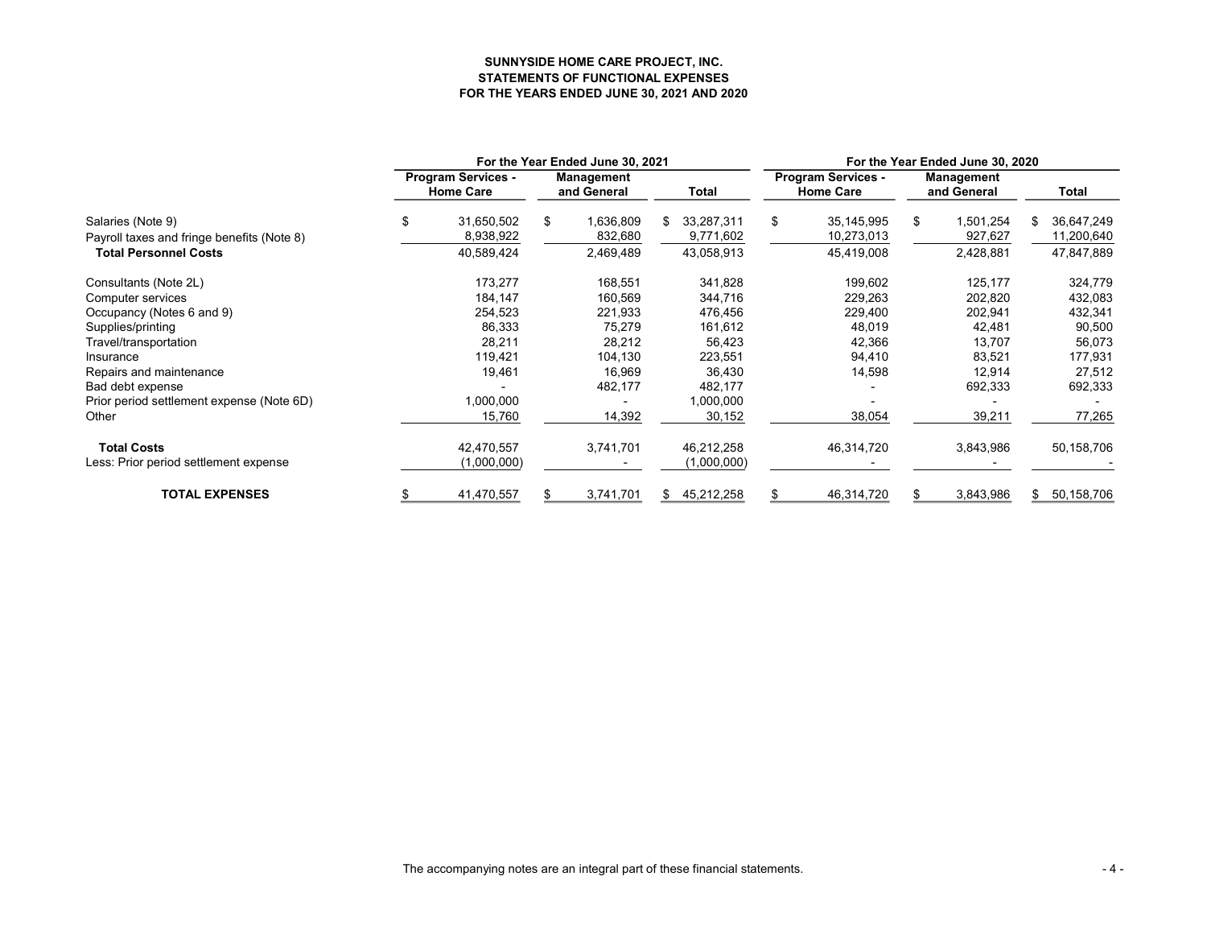**SUNNYSIDE HOME CARE PROJECT, INC.**
**STATEMENTS OF FUNCTIONAL EXPENSES**
**FOR THE YEARS ENDED JUNE 30, 2021 AND 2020**

| | For the Year Ended June 30, 2021 | | | For the Year Ended June 30, 2020 | | |
|---|---|---|---|---|---|---|
| | Program Services - Home Care | Management and General | Total | Program Services - Home Care | Management and General | Total |
| Salaries (Note 9) | $ 31,650,502 | $ 1,636,809 | $ 33,287,311 | $ 35,145,995 | $ 1,501,254 | $ 36,647,249 |
| Payroll taxes and fringe benefits (Note 8) | 8,938,922 | 832,680 | 9,771,602 | 10,273,013 | 927,627 | 11,200,640 |
| **Total Personnel Costs** | 40,589,424 | 2,469,489 | 43,058,913 | 45,419,008 | 2,428,881 | 47,847,889 |
| Consultants (Note 2L) | 173,277 | 168,551 | 341,828 | 199,602 | 125,177 | 324,779 |
| Computer services | 184,147 | 160,569 | 344,716 | 229,263 | 202,820 | 432,083 |
| Occupancy (Notes 6 and 9) | 254,523 | 221,933 | 476,456 | 229,400 | 202,941 | 432,341 |
| Supplies/printing | 86,333 | 75,279 | 161,612 | 48,019 | 42,481 | 90,500 |
| Travel/transportation | 28,211 | 28,212 | 56,423 | 42,366 | 13,707 | 56,073 |
| Insurance | 119,421 | 104,130 | 223,551 | 94,410 | 83,521 | 177,931 |
| Repairs and maintenance | 19,461 | 16,969 | 36,430 | 14,598 | 12,914 | 27,512 |
| Bad debt expense | - | 482,177 | 482,177 | - | 692,333 | 692,333 |
| Prior period settlement expense (Note 6D) | 1,000,000 | - | 1,000,000 | - | - | - |
| Other | 15,760 | 14,392 | 30,152 | 38,054 | 39,211 | 77,265 |
| **Total Costs** | 42,470,557 | 3,741,701 | 46,212,258 | 46,314,720 | 3,843,986 | 50,158,706 |
| Less: Prior period settlement expense | (1,000,000) | - | (1,000,000) | - | - | - |
| **TOTAL EXPENSES** | $ 41,470,557 | $ 3,741,701 | $ 45,212,258 | $ 46,314,720 | $ 3,843,986 | $ 50,158,706 |

The accompanying notes are an integral part of these financial statements.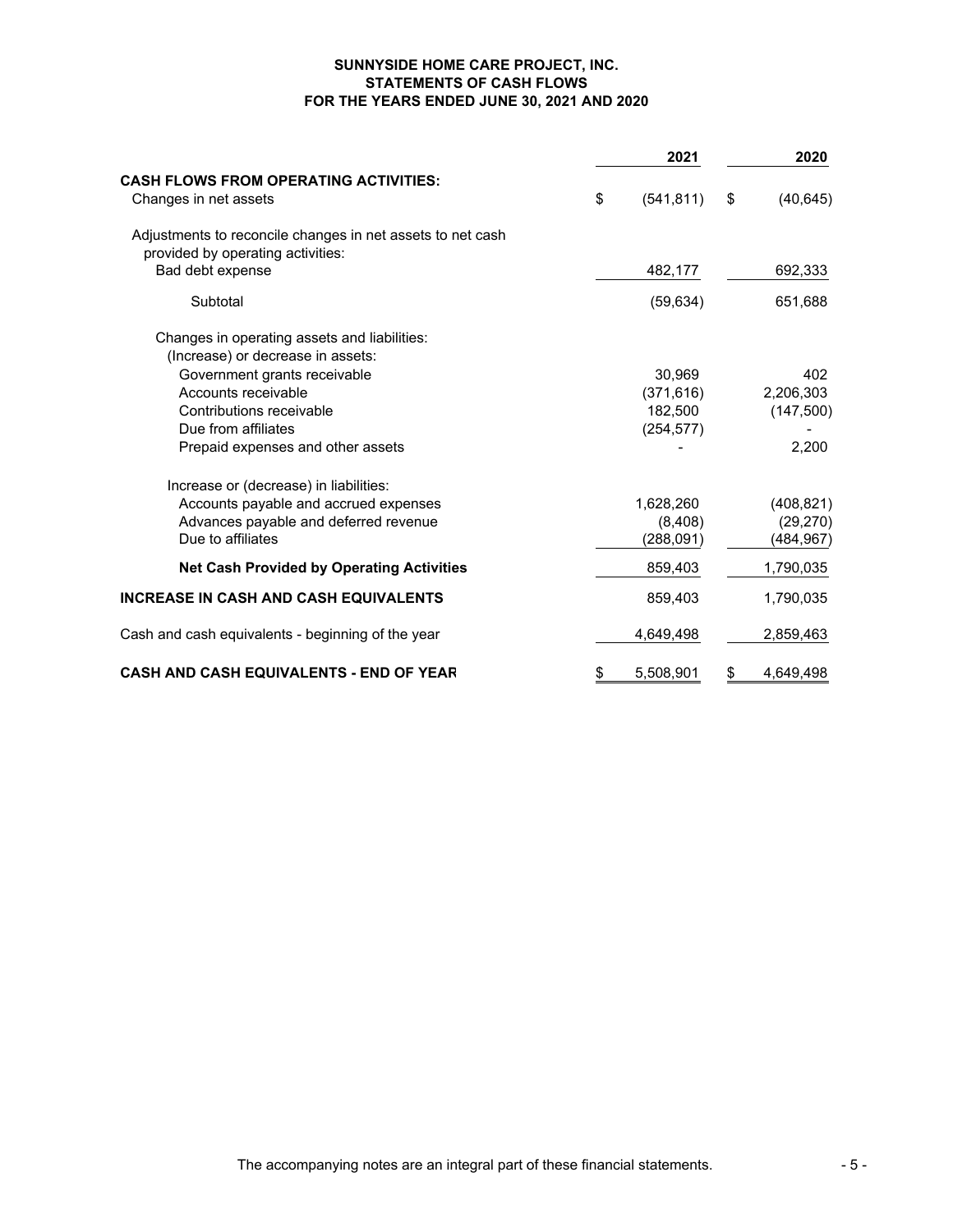**SUNNYSIDE HOME CARE PROJECT, INC.**
**STATEMENTS OF CASH FLOWS**
**FOR THE YEARS ENDED JUNE 30, 2021 AND 2020**

| | 2021 | 2020 |
|---|---|---|
| **CASH FLOWS FROM OPERATING ACTIVITIES:** | | |
| Changes in net assets | $ (541,811) | $ (40,645) |
| Adjustments to reconcile changes in net assets to net cash provided by operating activities: | | |
| Bad debt expense | 482,177 | 692,333 |
| Subtotal | (59,634) | 651,688 |
| Changes in operating assets and liabilities: | | |
| (Increase) or decrease in assets: | | |
| Government grants receivable | 30,969 | 402 |
| Accounts receivable | (371,616) | 2,206,303 |
| Contributions receivable | 182,500 | (147,500) |
| Due from affiliates | (254,577) | - |
| Prepaid expenses and other assets | - | 2,200 |
| Increase or (decrease) in liabilities: | | |
| Accounts payable and accrued expenses | 1,628,260 | (408,821) |
| Advances payable and deferred revenue | (8,408) | (29,270) |
| Due to affiliates | (288,091) | (484,967) |
| **Net Cash Provided by Operating Activities** | 859,403 | 1,790,035 |
| **INCREASE IN CASH AND CASH EQUIVALENTS** | 859,403 | 1,790,035 |
| Cash and cash equivalents - beginning of the year | 4,649,498 | 2,859,463 |
| **CASH AND CASH EQUIVALENTS - END OF YEAR** | $ 5,508,901 | $ 4,649,498 |

The accompanying notes are an integral part of these financial statements.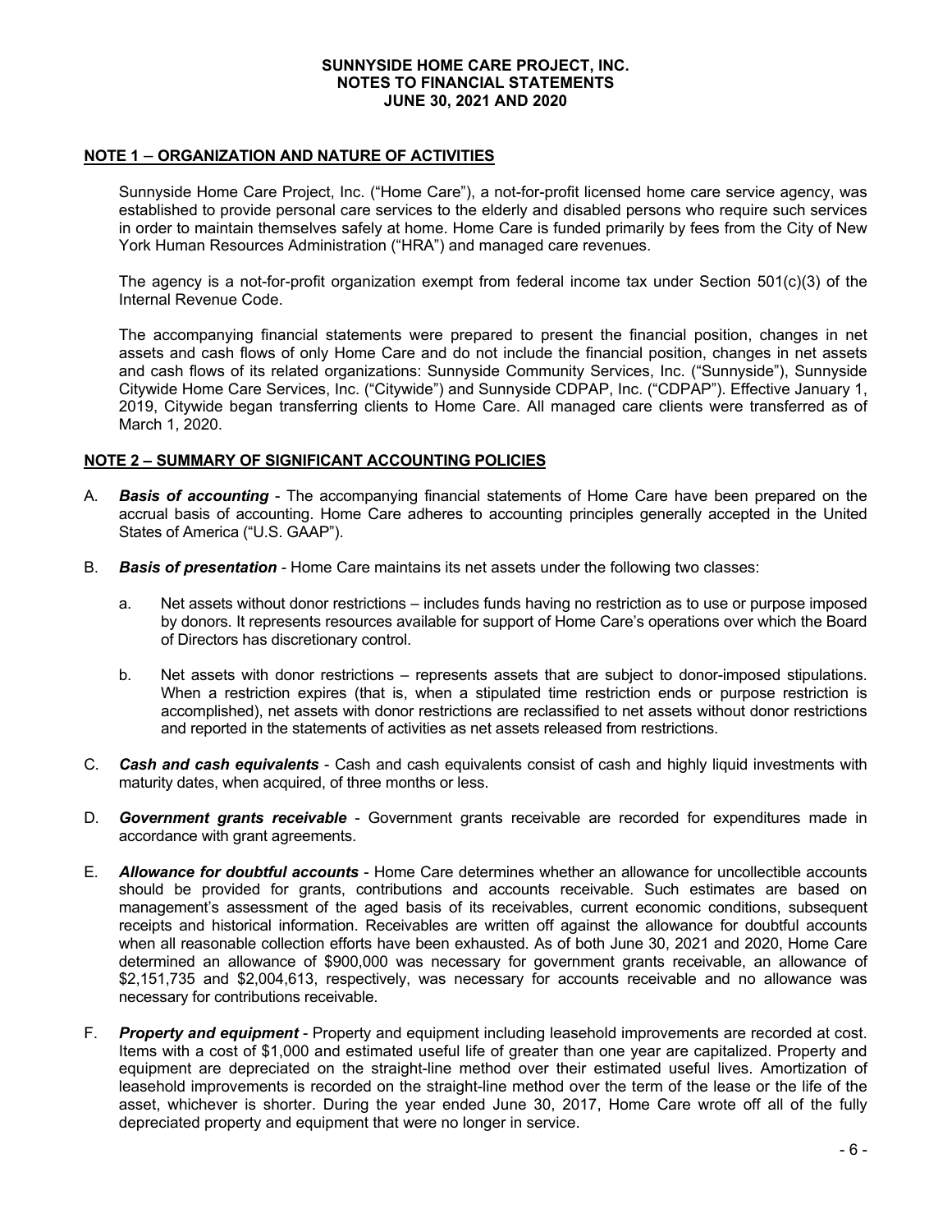# SUNNYSIDE HOME CARE PROJECT, INC.
# NOTES TO FINANCIAL STATEMENTS
# JUNE 30, 2021 AND 2020

## NOTE 1 – ORGANIZATION AND NATURE OF ACTIVITIES

Sunnyside Home Care Project, Inc. ("Home Care"), a not-for-profit licensed home care service agency, was established to provide personal care services to the elderly and disabled persons who require such services in order to maintain themselves safely at home. Home Care is funded primarily by fees from the City of New York Human Resources Administration ("HRA") and managed care revenues.

The agency is a not-for-profit organization exempt from federal income tax under Section 501(c)(3) of the Internal Revenue Code.

The accompanying financial statements were prepared to present the financial position, changes in net assets and cash flows of only Home Care and do not include the financial position, changes in net assets and cash flows of its related organizations: Sunnyside Community Services, Inc. ("Sunnyside"), Sunnyside Citywide Home Care Services, Inc. ("Citywide") and Sunnyside CDPAP, Inc. ("CDPAP"). Effective January 1, 2019, Citywide began transferring clients to Home Care. All managed care clients were transferred as of March 1, 2020.

## NOTE 2 – SUMMARY OF SIGNIFICANT ACCOUNTING POLICIES

A. ***Basis of accounting*** - The accompanying financial statements of Home Care have been prepared on the accrual basis of accounting. Home Care adheres to accounting principles generally accepted in the United States of America ("U.S. GAAP").

B. ***Basis of presentation*** - Home Care maintains its net assets under the following two classes:

   a. Net assets without donor restrictions – includes funds having no restriction as to use or purpose imposed by donors. It represents resources available for support of Home Care's operations over which the Board of Directors has discretionary control.

   b. Net assets with donor restrictions – represents assets that are subject to donor-imposed stipulations. When a restriction expires (that is, when a stipulated time restriction ends or purpose restriction is accomplished), net assets with donor restrictions are reclassified to net assets without donor restrictions and reported in the statements of activities as net assets released from restrictions.

C. ***Cash and cash equivalents*** - Cash and cash equivalents consist of cash and highly liquid investments with maturity dates, when acquired, of three months or less.

D. ***Government grants receivable*** - Government grants receivable are recorded for expenditures made in accordance with grant agreements.

E. ***Allowance for doubtful accounts*** - Home Care determines whether an allowance for uncollectible accounts should be provided for grants, contributions and accounts receivable. Such estimates are based on management's assessment of the aged basis of its receivables, current economic conditions, subsequent receipts and historical information. Receivables are written off against the allowance for doubtful accounts when all reasonable collection efforts have been exhausted. As of both June 30, 2021 and 2020, Home Care determined an allowance of $900,000 was necessary for government grants receivable, an allowance of $2,151,735 and $2,004,613, respectively, was necessary for accounts receivable and no allowance was necessary for contributions receivable.

F. ***Property and equipment*** - Property and equipment including leasehold improvements are recorded at cost. Items with a cost of $1,000 and estimated useful life of greater than one year are capitalized. Property and equipment are depreciated on the straight-line method over their estimated useful lives. Amortization of leasehold improvements is recorded on the straight-line method over the term of the lease or the life of the asset, whichever is shorter. During the year ended June 30, 2017, Home Care wrote off all of the fully depreciated property and equipment that were no longer in service.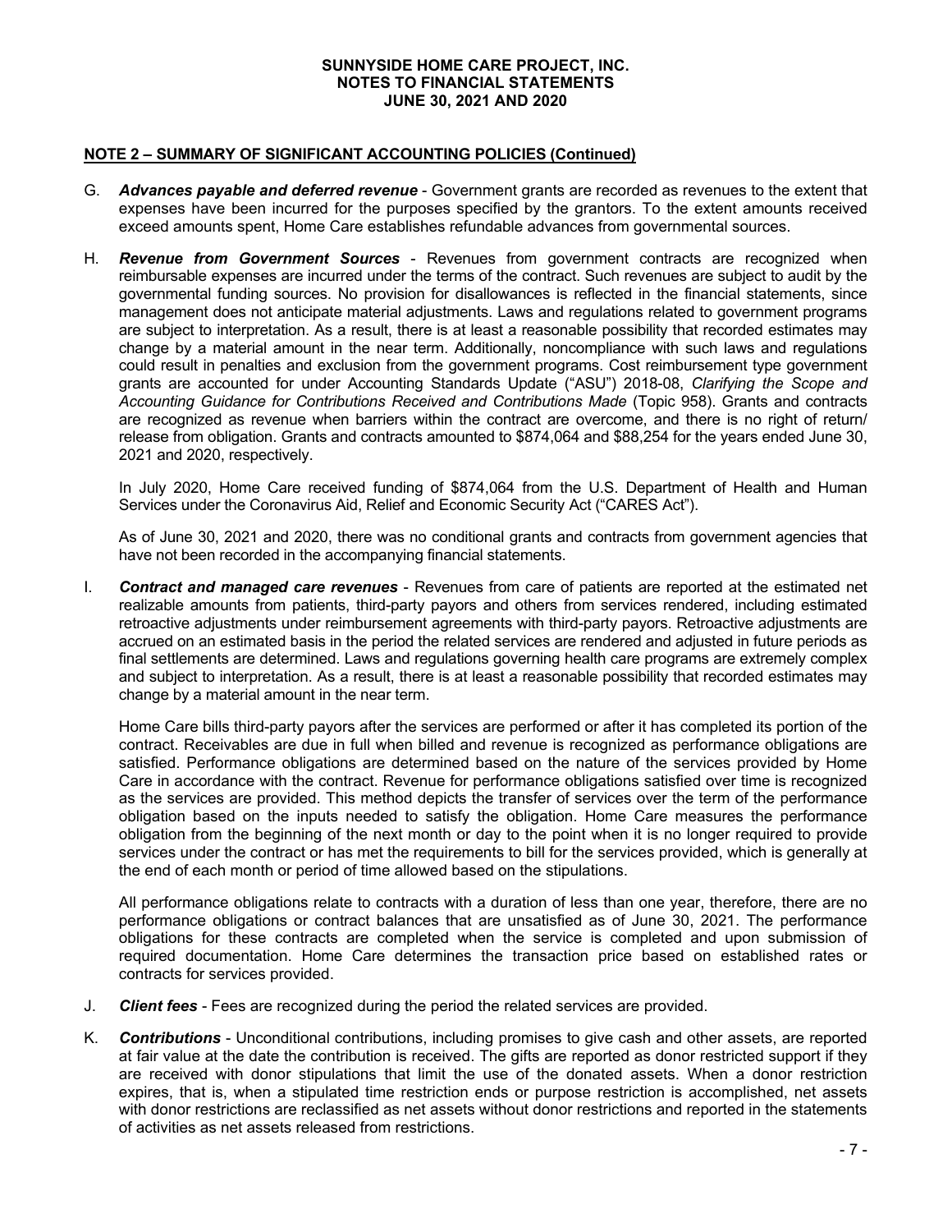## NOTE 2 – SUMMARY OF SIGNIFICANT ACCOUNTING POLICIES (Continued)

G. ***Advances payable and deferred revenue*** - Government grants are recorded as revenues to the extent that expenses have been incurred for the purposes specified by the grantors. To the extent amounts received exceed amounts spent, Home Care establishes refundable advances from governmental sources.

H. ***Revenue from Government Sources*** - Revenues from government contracts are recognized when reimbursable expenses are incurred under the terms of the contract. Such revenues are subject to audit by the governmental funding sources. No provision for disallowances is reflected in the financial statements, since management does not anticipate material adjustments. Laws and regulations related to government programs are subject to interpretation. As a result, there is at least a reasonable possibility that recorded estimates may change by a material amount in the near term. Additionally, noncompliance with such laws and regulations could result in penalties and exclusion from the government programs. Cost reimbursement type government grants are accounted for under Accounting Standards Update ("ASU") 2018-08, *Clarifying the Scope and Accounting Guidance for Contributions Received and Contributions Made* (Topic 958). Grants and contracts are recognized as revenue when barriers within the contract are overcome, and there is no right of return/ release from obligation. Grants and contracts amounted to $874,064 and $88,254 for the years ended June 30, 2021 and 2020, respectively.

   In July 2020, Home Care received funding of $874,064 from the U.S. Department of Health and Human Services under the Coronavirus Aid, Relief and Economic Security Act ("CARES Act").

   As of June 30, 2021 and 2020, there was no conditional grants and contracts from government agencies that have not been recorded in the accompanying financial statements.

I. ***Contract and managed care revenues*** - Revenues from care of patients are reported at the estimated net realizable amounts from patients, third-party payors and others from services rendered, including estimated retroactive adjustments under reimbursement agreements with third-party payors. Retroactive adjustments are accrued on an estimated basis in the period the related services are rendered and adjusted in future periods as final settlements are determined. Laws and regulations governing health care programs are extremely complex and subject to interpretation. As a result, there is at least a reasonable possibility that recorded estimates may change by a material amount in the near term.

   Home Care bills third-party payors after the services are performed or after it has completed its portion of the contract. Receivables are due in full when billed and revenue is recognized as performance obligations are satisfied. Performance obligations are determined based on the nature of the services provided by Home Care in accordance with the contract. Revenue for performance obligations satisfied over time is recognized as the services are provided. This method depicts the transfer of services over the term of the performance obligation based on the inputs needed to satisfy the obligation. Home Care measures the performance obligation from the beginning of the next month or day to the point when it is no longer required to provide services under the contract or has met the requirements to bill for the services provided, which is generally at the end of each month or period of time allowed based on the stipulations.

   All performance obligations relate to contracts with a duration of less than one year, therefore, there are no performance obligations or contract balances that are unsatisfied as of June 30, 2021. The performance obligations for these contracts are completed when the service is completed and upon submission of required documentation. Home Care determines the transaction price based on established rates or contracts for services provided.

J. ***Client fees*** - Fees are recognized during the period the related services are provided.

K. ***Contributions*** - Unconditional contributions, including promises to give cash and other assets, are reported at fair value at the date the contribution is received. The gifts are reported as donor restricted support if they are received with donor stipulations that limit the use of the donated assets. When a donor restriction expires, that is, when a stipulated time restriction ends or purpose restriction is accomplished, net assets with donor restrictions are reclassified as net assets without donor restrictions and reported in the statements of activities as net assets released from restrictions.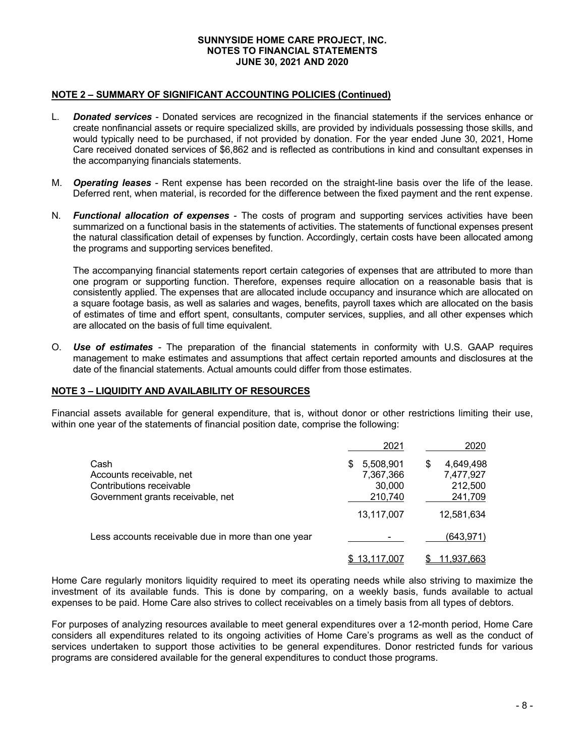## NOTE 2 – SUMMARY OF SIGNIFICANT ACCOUNTING POLICIES (Continued)

L. ***Donated services*** - Donated services are recognized in the financial statements if the services enhance or create nonfinancial assets or require specialized skills, are provided by individuals possessing those skills, and would typically need to be purchased, if not provided by donation. For the year ended June 30, 2021, Home Care received donated services of $6,862 and is reflected as contributions in kind and consultant expenses in the accompanying financials statements.

M. ***Operating leases*** - Rent expense has been recorded on the straight-line basis over the life of the lease. Deferred rent, when material, is recorded for the difference between the fixed payment and the rent expense.

N. ***Functional allocation of expenses*** - The costs of program and supporting services activities have been summarized on a functional basis in the statements of activities. The statements of functional expenses present the natural classification detail of expenses by function. Accordingly, certain costs have been allocated among the programs and supporting services benefited.

The accompanying financial statements report certain categories of expenses that are attributed to more than one program or supporting function. Therefore, expenses require allocation on a reasonable basis that is consistently applied. The expenses that are allocated include occupancy and insurance which are allocated on a square footage basis, as well as salaries and wages, benefits, payroll taxes which are allocated on the basis of estimates of time and effort spent, consultants, computer services, supplies, and all other expenses which are allocated on the basis of full time equivalent.

O. ***Use of estimates*** - The preparation of the financial statements in conformity with U.S. GAAP requires management to make estimates and assumptions that affect certain reported amounts and disclosures at the date of the financial statements. Actual amounts could differ from those estimates.

## NOTE 3 – LIQUIDITY AND AVAILABILITY OF RESOURCES

Financial assets available for general expenditure, that is, without donor or other restrictions limiting their use, within one year of the statements of financial position date, comprise the following:

| | 2021 | 2020 |
|---|---|---|
| Cash | $ 5,508,901 | $ 4,649,498 |
| Accounts receivable, net | 7,367,366 | 7,477,927 |
| Contributions receivable | 30,000 | 212,500 |
| Government grants receivable, net | 210,740 | 241,709 |
| | 13,117,007 | 12,581,634 |
| Less accounts receivable due in more than one year | - | (643,971) |
| | $ 13,117,007 | $ 11,937,663 |

Home Care regularly monitors liquidity required to meet its operating needs while also striving to maximize the investment of its available funds. This is done by comparing, on a weekly basis, funds available to actual expenses to be paid. Home Care also strives to collect receivables on a timely basis from all types of debtors.

For purposes of analyzing resources available to meet general expenditures over a 12-month period, Home Care considers all expenditures related to its ongoing activities of Home Care's programs as well as the conduct of services undertaken to support those activities to be general expenditures. Donor restricted funds for various programs are considered available for the general expenditures to conduct those programs.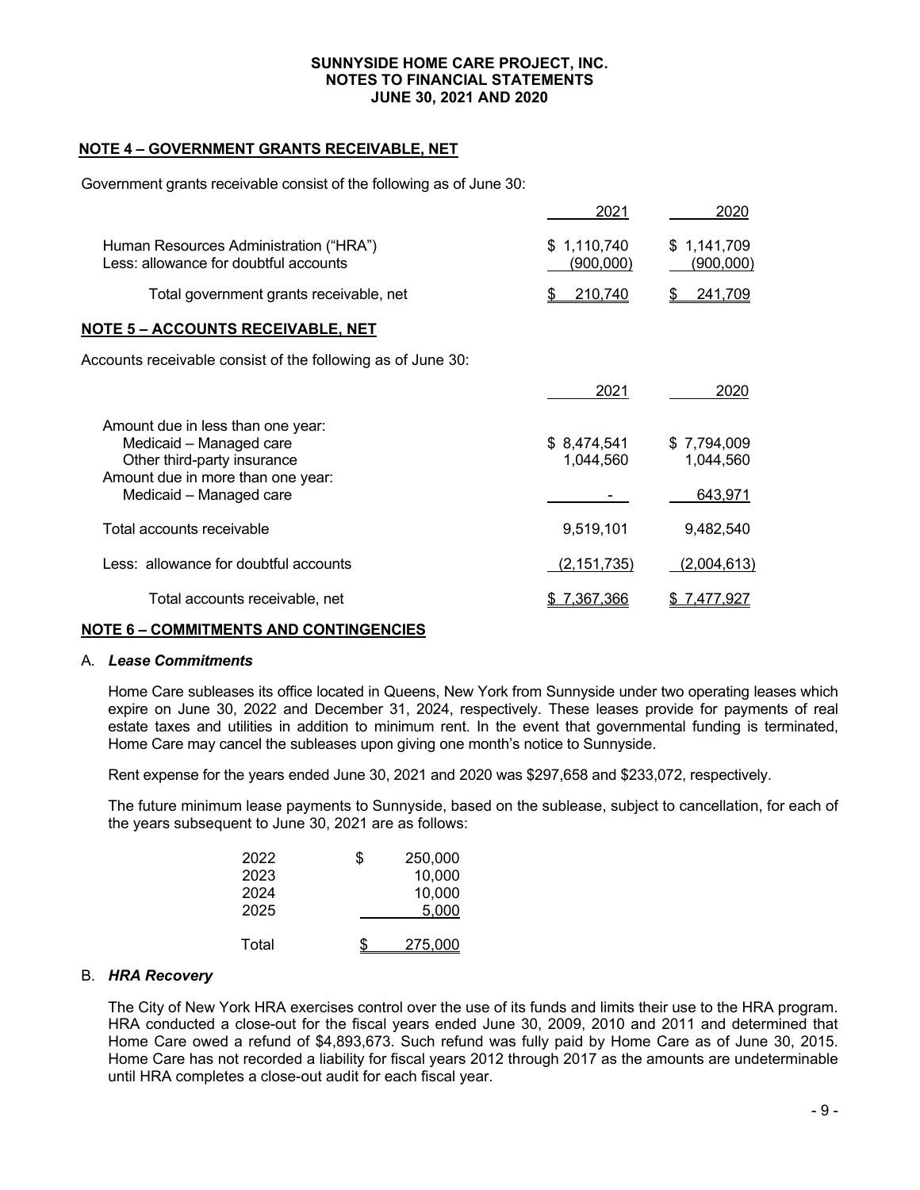## NOTE 4 – GOVERNMENT GRANTS RECEIVABLE, NET

Government grants receivable consist of the following as of June 30:

| | 2021 | 2020 |
|---|---|---|
| Human Resources Administration ("HRA") | $ 1,110,740 | $ 1,141,709 |
| Less: allowance for doubtful accounts | (900,000) | (900,000) |
| Total government grants receivable, net | $ 210,740 | $ 241,709 |

## NOTE 5 – ACCOUNTS RECEIVABLE, NET

Accounts receivable consist of the following as of June 30:

| | 2021 | 2020 |
|---|---|---|
| Amount due in less than one year: | | |
| Medicaid – Managed care | $ 8,474,541 | $ 7,794,009 |
| Other third-party insurance | 1,044,560 | 1,044,560 |
| Amount due in more than one year: | | |
| Medicaid – Managed care | - | 643,971 |
| Total accounts receivable | 9,519,101 | 9,482,540 |
| Less: allowance for doubtful accounts | (2,151,735) | (2,004,613) |
| Total accounts receivable, net | $ 7,367,366 | $ 7,477,927 |

## NOTE 6 – COMMITMENTS AND CONTINGENCIES

### A. *Lease Commitments*

Home Care subleases its office located in Queens, New York from Sunnyside under two operating leases which expire on June 30, 2022 and December 31, 2024, respectively. These leases provide for payments of real estate taxes and utilities in addition to minimum rent. In the event that governmental funding is terminated, Home Care may cancel the subleases upon giving one month's notice to Sunnyside.

Rent expense for the years ended June 30, 2021 and 2020 was $297,658 and $233,072, respectively.

The future minimum lease payments to Sunnyside, based on the sublease, subject to cancellation, for each of the years subsequent to June 30, 2021 are as follows:

| | |
|---|---|
| 2022 | $ 250,000 |
| 2023 | 10,000 |
| 2024 | 10,000 |
| 2025 | 5,000 |
| Total | $ 275,000 |

### B. *HRA Recovery*

The City of New York HRA exercises control over the use of its funds and limits their use to the HRA program. HRA conducted a close-out for the fiscal years ended June 30, 2009, 2010 and 2011 and determined that Home Care owed a refund of $4,893,673. Such refund was fully paid by Home Care as of June 30, 2015. Home Care has not recorded a liability for fiscal years 2012 through 2017 as the amounts are undeterminable until HRA completes a close-out audit for each fiscal year.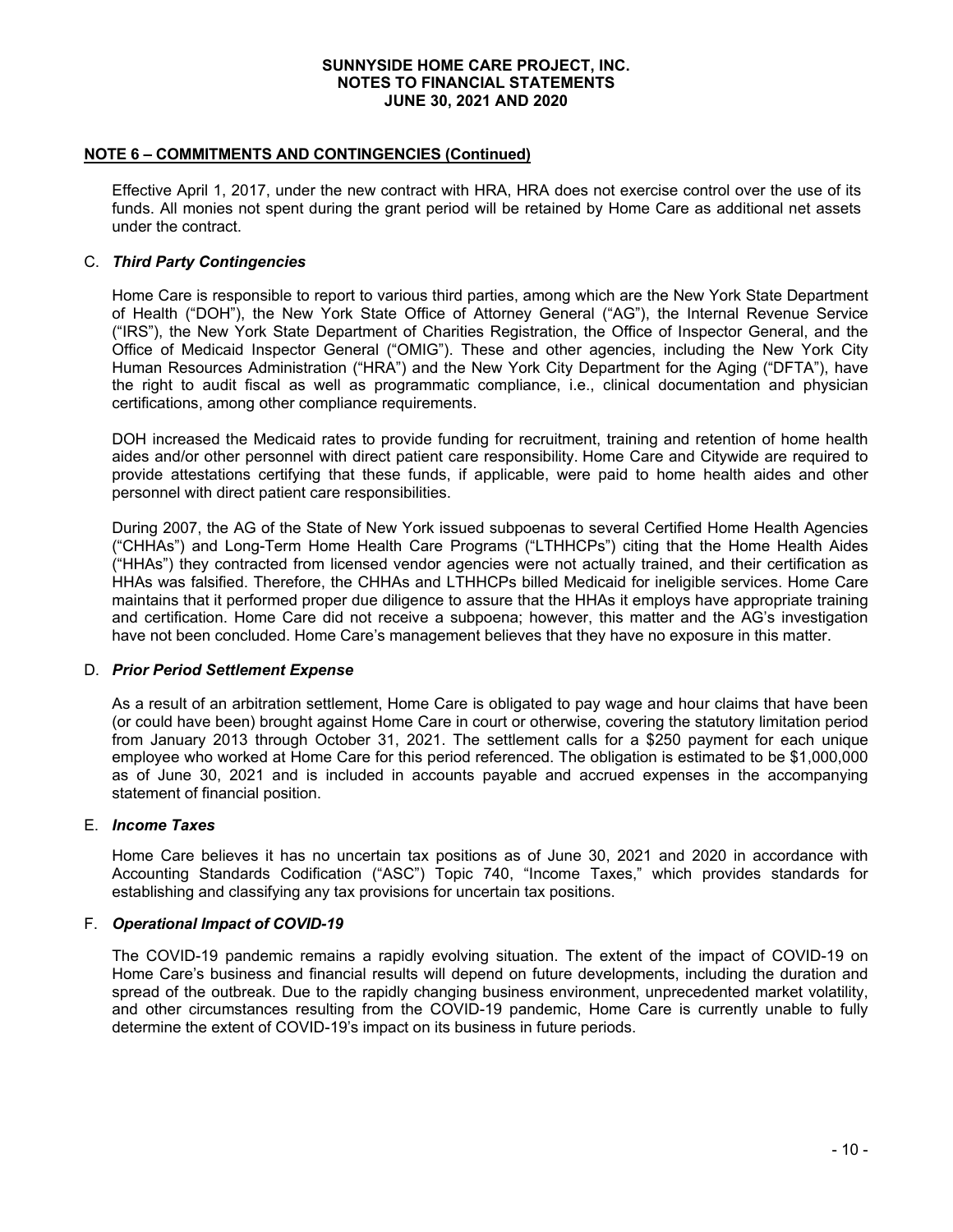## NOTE 6 – COMMITMENTS AND CONTINGENCIES (Continued)

Effective April 1, 2017, under the new contract with HRA, HRA does not exercise control over the use of its funds. All monies not spent during the grant period will be retained by Home Care as additional net assets under the contract.

### C. *Third Party Contingencies*

Home Care is responsible to report to various third parties, among which are the New York State Department of Health ("DOH"), the New York State Office of Attorney General ("AG"), the Internal Revenue Service ("IRS"), the New York State Department of Charities Registration, the Office of Inspector General, and the Office of Medicaid Inspector General ("OMIG"). These and other agencies, including the New York City Human Resources Administration ("HRA") and the New York City Department for the Aging ("DFTA"), have the right to audit fiscal as well as programmatic compliance, i.e., clinical documentation and physician certifications, among other compliance requirements.

DOH increased the Medicaid rates to provide funding for recruitment, training and retention of home health aides and/or other personnel with direct patient care responsibility. Home Care and Citywide are required to provide attestations certifying that these funds, if applicable, were paid to home health aides and other personnel with direct patient care responsibilities.

During 2007, the AG of the State of New York issued subpoenas to several Certified Home Health Agencies ("CHHAs") and Long-Term Home Health Care Programs ("LTHHCPs") citing that the Home Health Aides ("HHAs") they contracted from licensed vendor agencies were not actually trained, and their certification as HHAs was falsified. Therefore, the CHHAs and LTHHCPs billed Medicaid for ineligible services. Home Care maintains that it performed proper due diligence to assure that the HHAs it employs have appropriate training and certification. Home Care did not receive a subpoena; however, this matter and the AG's investigation have not been concluded. Home Care's management believes that they have no exposure in this matter.

### D. *Prior Period Settlement Expense*

As a result of an arbitration settlement, Home Care is obligated to pay wage and hour claims that have been (or could have been) brought against Home Care in court or otherwise, covering the statutory limitation period from January 2013 through October 31, 2021. The settlement calls for a $250 payment for each unique employee who worked at Home Care for this period referenced. The obligation is estimated to be $1,000,000 as of June 30, 2021 and is included in accounts payable and accrued expenses in the accompanying statement of financial position.

### E. *Income Taxes*

Home Care believes it has no uncertain tax positions as of June 30, 2021 and 2020 in accordance with Accounting Standards Codification ("ASC") Topic 740, "Income Taxes," which provides standards for establishing and classifying any tax provisions for uncertain tax positions.

### F. *Operational Impact of COVID-19*

The COVID-19 pandemic remains a rapidly evolving situation. The extent of the impact of COVID-19 on Home Care's business and financial results will depend on future developments, including the duration and spread of the outbreak. Due to the rapidly changing business environment, unprecedented market volatility, and other circumstances resulting from the COVID-19 pandemic, Home Care is currently unable to fully determine the extent of COVID-19's impact on its business in future periods.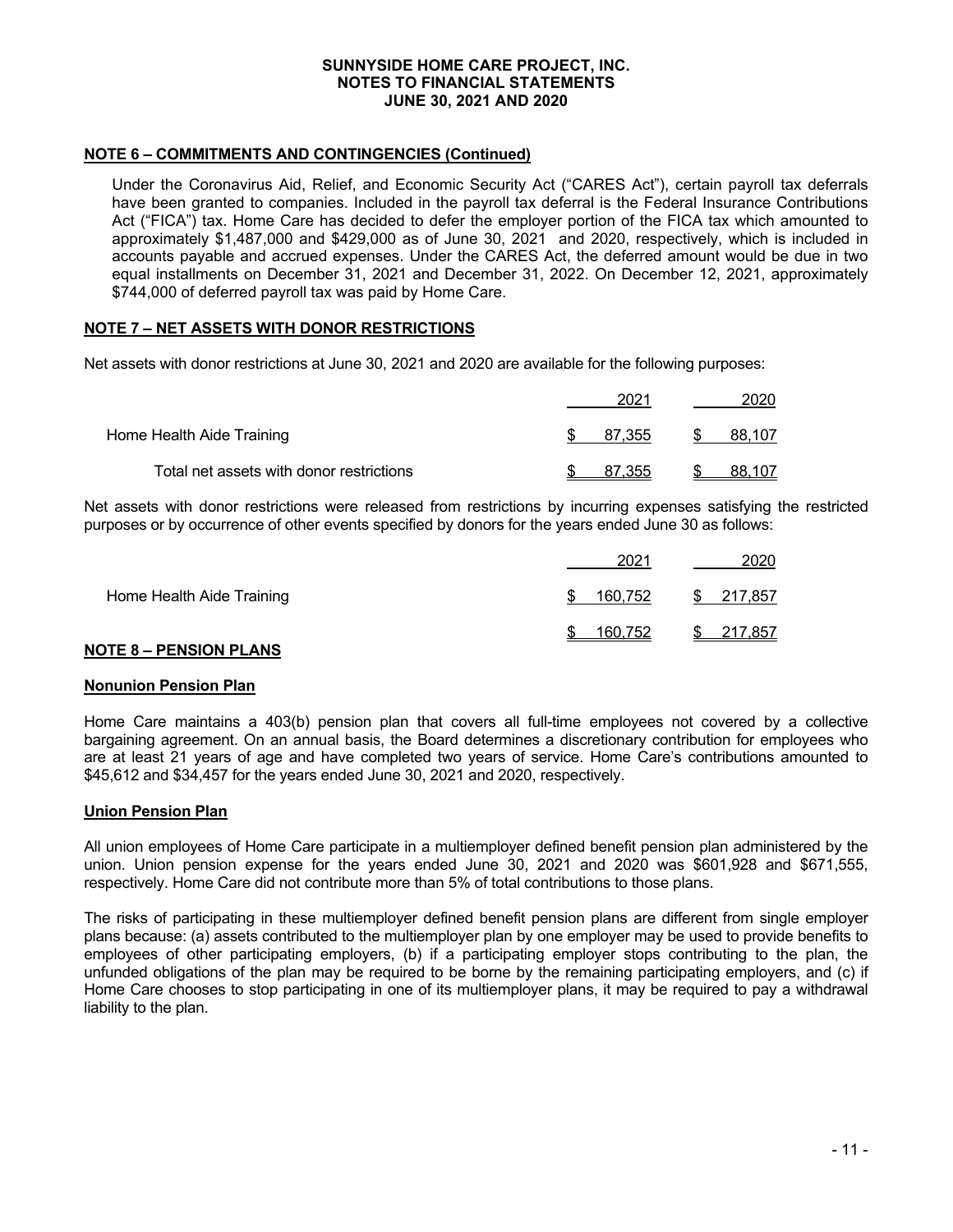## NOTE 6 – COMMITMENTS AND CONTINGENCIES (Continued)

Under the Coronavirus Aid, Relief, and Economic Security Act ("CARES Act"), certain payroll tax deferrals have been granted to companies. Included in the payroll tax deferral is the Federal Insurance Contributions Act ("FICA") tax. Home Care has decided to defer the employer portion of the FICA tax which amounted to approximately $1,487,000 and $429,000 as of June 30, 2021 and 2020, respectively, which is included in accounts payable and accrued expenses. Under the CARES Act, the deferred amount would be due in two equal installments on December 31, 2021 and December 31, 2022. On December 12, 2021, approximately $744,000 of deferred payroll tax was paid by Home Care.

## NOTE 7 – NET ASSETS WITH DONOR RESTRICTIONS

Net assets with donor restrictions at June 30, 2021 and 2020 are available for the following purposes:

| | 2021 | 2020 |
|---|---|---|
| Home Health Aide Training | $ 87,355 | $ 88,107 |
| Total net assets with donor restrictions | $ 87,355 | $ 88,107 |

Net assets with donor restrictions were released from restrictions by incurring expenses satisfying the restricted purposes or by occurrence of other events specified by donors for the years ended June 30 as follows:

| | 2021 | 2020 |
|---|---|---|
| Home Health Aide Training | $ 160,752 | $ 217,857 |
| | $ 160,752 | $ 217,857 |

## NOTE 8 – PENSION PLANS

### Nonunion Pension Plan

Home Care maintains a 403(b) pension plan that covers all full-time employees not covered by a collective bargaining agreement. On an annual basis, the Board determines a discretionary contribution for employees who are at least 21 years of age and have completed two years of service. Home Care's contributions amounted to $45,612 and $34,457 for the years ended June 30, 2021 and 2020, respectively.

### Union Pension Plan

All union employees of Home Care participate in a multiemployer defined benefit pension plan administered by the union. Union pension expense for the years ended June 30, 2021 and 2020 was $601,928 and $671,555, respectively. Home Care did not contribute more than 5% of total contributions to those plans.

The risks of participating in these multiemployer defined benefit pension plans are different from single employer plans because: (a) assets contributed to the multiemployer plan by one employer may be used to provide benefits to employees of other participating employers, (b) if a participating employer stops contributing to the plan, the unfunded obligations of the plan may be required to be borne by the remaining participating employers, and (c) if Home Care chooses to stop participating in one of its multiemployer plans, it may be required to pay a withdrawal liability to the plan.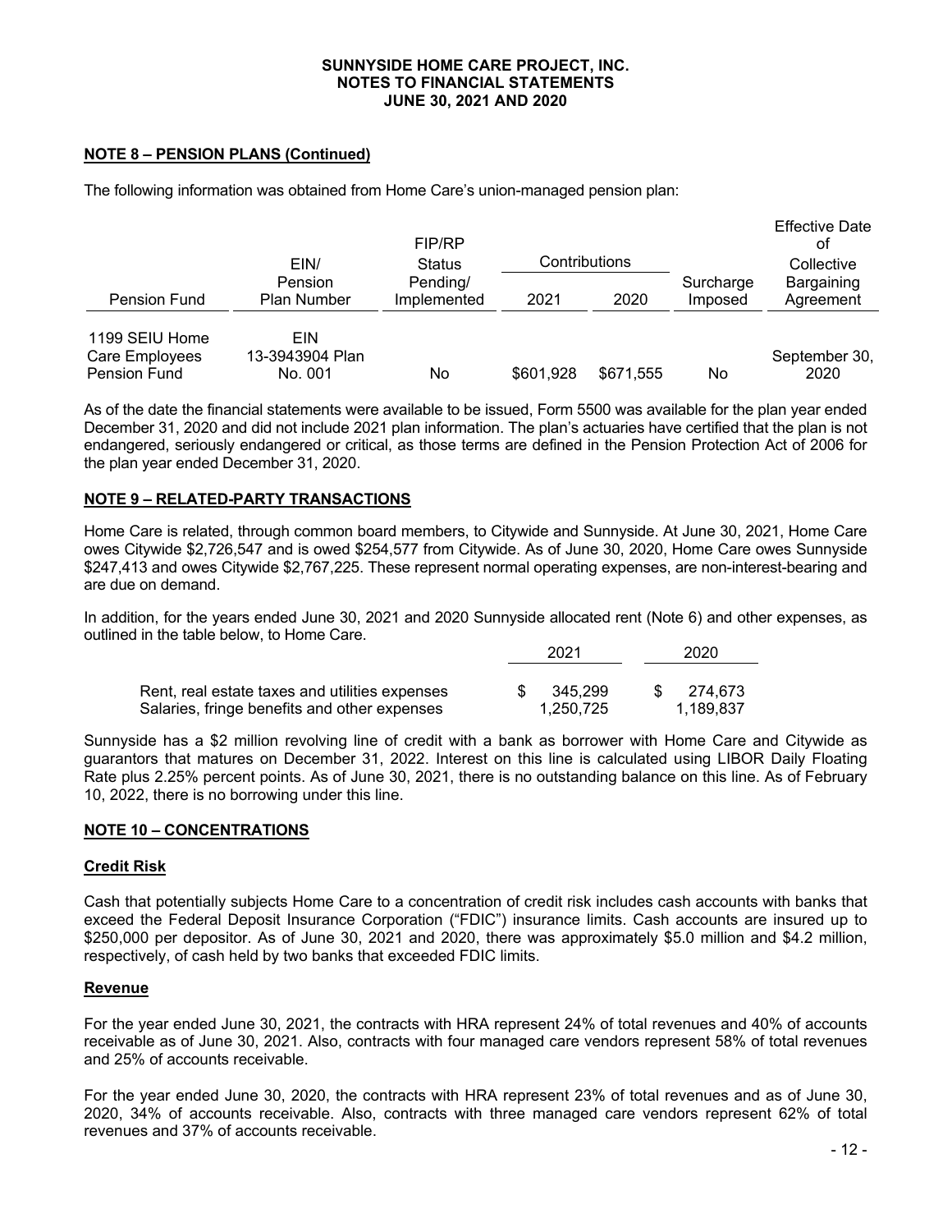## NOTE 8 – PENSION PLANS (Continued)

The following information was obtained from Home Care's union-managed pension plan:

| Pension Fund | EIN/ Pension Plan Number | FIP/RP Status Pending/ Implemented | Contributions 2021 | Contributions 2020 | Surcharge Imposed | Effective Date of Collective Bargaining Agreement |
|---|---|---|---|---|---|---|
| 1199 SEIU Home Care Employees Pension Fund | EIN 13-3943904 Plan No. 001 | No | $601,928 | $671,555 | No | September 30, 2020 |

As of the date the financial statements were available to be issued, Form 5500 was available for the plan year ended December 31, 2020 and did not include 2021 plan information. The plan's actuaries have certified that the plan is not endangered, seriously endangered or critical, as those terms are defined in the Pension Protection Act of 2006 for the plan year ended December 31, 2020.

## NOTE 9 – RELATED-PARTY TRANSACTIONS

Home Care is related, through common board members, to Citywide and Sunnyside. At June 30, 2021, Home Care owes Citywide $2,726,547 and is owed $254,577 from Citywide. As of June 30, 2020, Home Care owes Sunnyside $247,413 and owes Citywide $2,767,225. These represent normal operating expenses, are non-interest-bearing and are due on demand.

In addition, for the years ended June 30, 2021 and 2020 Sunnyside allocated rent (Note 6) and other expenses, as outlined in the table below, to Home Care.

| | 2021 | 2020 |
|---|---|---|
| Rent, real estate taxes and utilities expenses | $ 345,299 | $ 274,673 |
| Salaries, fringe benefits and other expenses | 1,250,725 | 1,189,837 |

Sunnyside has a $2 million revolving line of credit with a bank as borrower with Home Care and Citywide as guarantors that matures on December 31, 2022. Interest on this line is calculated using LIBOR Daily Floating Rate plus 2.25% percent points. As of June 30, 2021, there is no outstanding balance on this line. As of February 10, 2022, there is no borrowing under this line.

## NOTE 10 – CONCENTRATIONS

### Credit Risk

Cash that potentially subjects Home Care to a concentration of credit risk includes cash accounts with banks that exceed the Federal Deposit Insurance Corporation ("FDIC") insurance limits. Cash accounts are insured up to $250,000 per depositor. As of June 30, 2021 and 2020, there was approximately $5.0 million and $4.2 million, respectively, of cash held by two banks that exceeded FDIC limits.

### Revenue

For the year ended June 30, 2021, the contracts with HRA represent 24% of total revenues and 40% of accounts receivable as of June 30, 2021. Also, contracts with four managed care vendors represent 58% of total revenues and 25% of accounts receivable.

For the year ended June 30, 2020, the contracts with HRA represent 23% of total revenues and as of June 30, 2020, 34% of accounts receivable. Also, contracts with three managed care vendors represent 62% of total revenues and 37% of accounts receivable.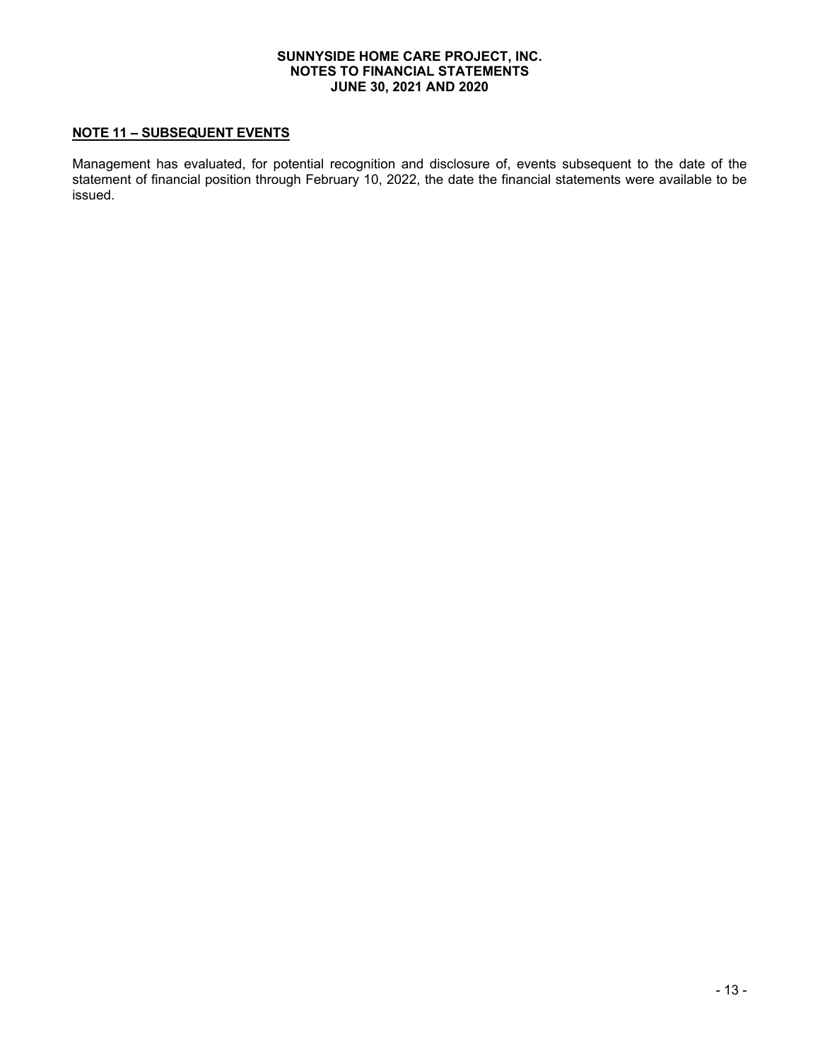## NOTE 11 – SUBSEQUENT EVENTS

Management has evaluated, for potential recognition and disclosure of, events subsequent to the date of the statement of financial position through February 10, 2022, the date the financial statements were available to be issued.